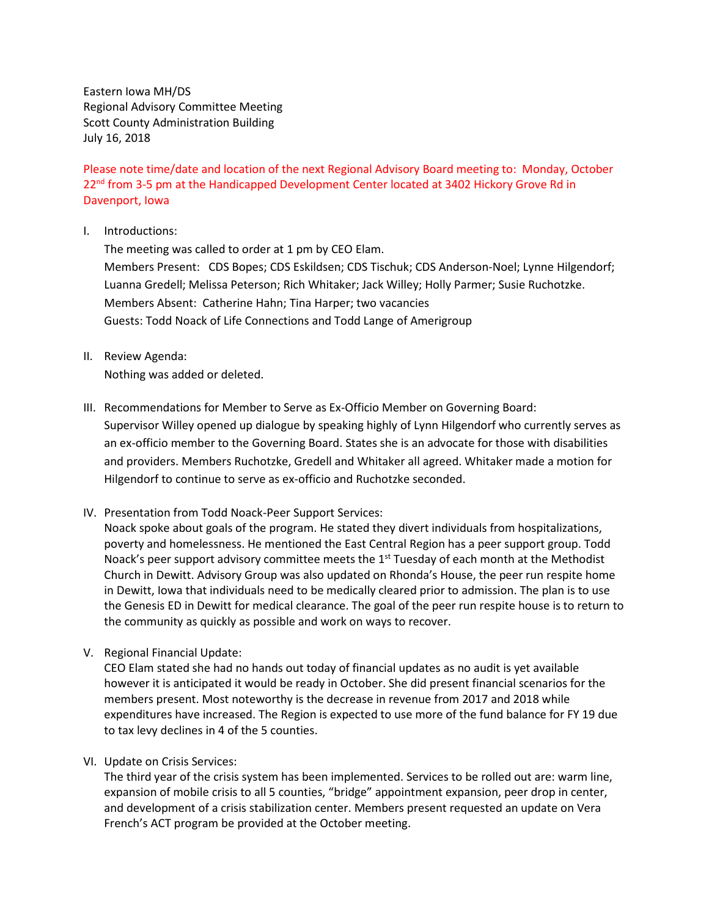Eastern Iowa MH/DS
Regional Advisory Committee Meeting
Scott County Administration Building
July 16, 2018

Please note time/date and location of the next Regional Advisory Board meeting to: Monday, October 22nd from 3-5 pm at the Handicapped Development Center located at 3402 Hickory Grove Rd in Davenport, Iowa

I. Introductions:
   The meeting was called to order at 1 pm by CEO Elam.
   Members Present: CDS Bopes; CDS Eskildsen; CDS Tischuk; CDS Anderson-Noel; Lynne Hilgendorf; Luanna Gredell; Melissa Peterson; Rich Whitaker; Jack Willey; Holly Parmer; Susie Ruchotzke.
   Members Absent: Catherine Hahn; Tina Harper; two vacancies
   Guests: Todd Noack of Life Connections and Todd Lange of Amerigroup

II. Review Agenda:
   Nothing was added or deleted.

III. Recommendations for Member to Serve as Ex-Officio Member on Governing Board:
   Supervisor Willey opened up dialogue by speaking highly of Lynn Hilgendorf who currently serves as an ex-officio member to the Governing Board. States she is an advocate for those with disabilities and providers. Members Ruchotzke, Gredell and Whitaker all agreed. Whitaker made a motion for Hilgendorf to continue to serve as ex-officio and Ruchotzke seconded.

IV. Presentation from Todd Noack-Peer Support Services:
   Noack spoke about goals of the program. He stated they divert individuals from hospitalizations, poverty and homelessness. He mentioned the East Central Region has a peer support group. Todd Noack's peer support advisory committee meets the 1st Tuesday of each month at the Methodist Church in Dewitt. Advisory Group was also updated on Rhonda's House, the peer run respite home in Dewitt, Iowa that individuals need to be medically cleared prior to admission. The plan is to use the Genesis ED in Dewitt for medical clearance. The goal of the peer run respite house is to return to the community as quickly as possible and work on ways to recover.

V. Regional Financial Update:
   CEO Elam stated she had no hands out today of financial updates as no audit is yet available however it is anticipated it would be ready in October. She did present financial scenarios for the members present. Most noteworthy is the decrease in revenue from 2017 and 2018 while expenditures have increased. The Region is expected to use more of the fund balance for FY 19 due to tax levy declines in 4 of the 5 counties.

VI. Update on Crisis Services:
   The third year of the crisis system has been implemented. Services to be rolled out are: warm line, expansion of mobile crisis to all 5 counties, "bridge" appointment expansion, peer drop in center, and development of a crisis stabilization center. Members present requested an update on Vera French's ACT program be provided at the October meeting.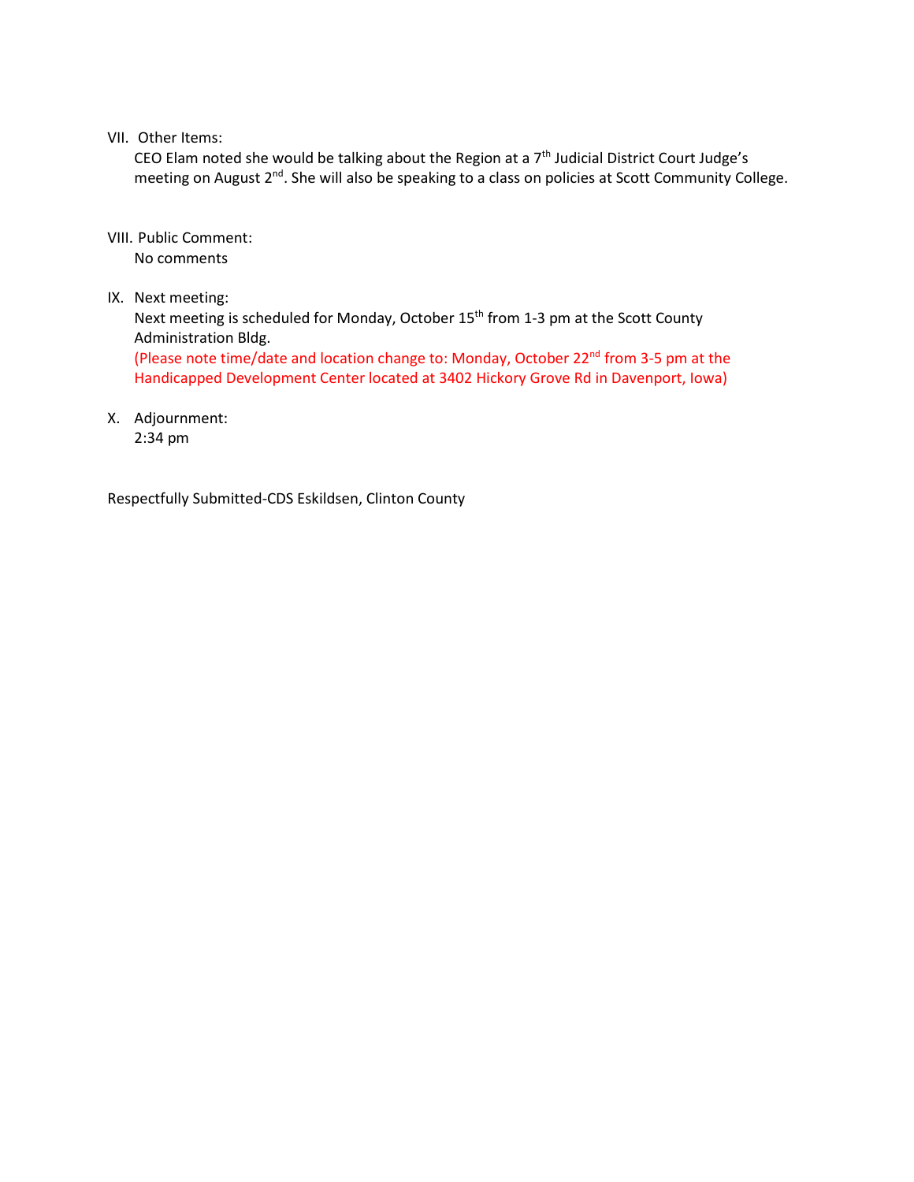VII. Other Items:

CEO Elam noted she would be talking about the Region at a 7th Judicial District Court Judge's meeting on August 2nd. She will also be speaking to a class on policies at Scott Community College.

VIII. Public Comment:

No comments

IX. Next meeting:

Next meeting is scheduled for Monday, October 15th from 1-3 pm at the Scott County Administration Bldg.

(Please note time/date and location change to: Monday, October 22nd from 3-5 pm at the Handicapped Development Center located at 3402 Hickory Grove Rd in Davenport, Iowa)

X. Adjournment:

2:34 pm

Respectfully Submitted-CDS Eskildsen, Clinton County